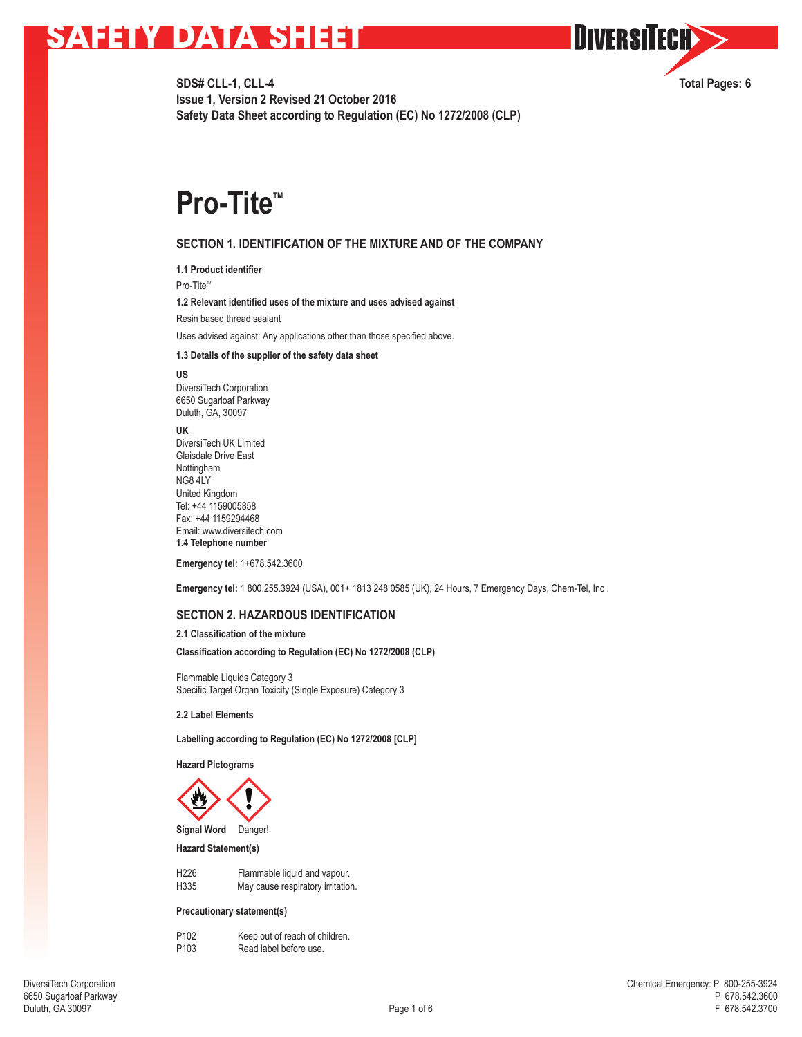# SAFETY DATA SHEET

**SDS# CLL-1, CLL-4**
**Issue 1, Version 2 Revised 21 October 2016**
**Safety Data Sheet according to Regulation (EC) No 1272/2008 (CLP)**

**Total Pages: 6**

# Pro-Tite™

## SECTION 1. IDENTIFICATION OF THE MIXTURE AND OF THE COMPANY

**1.1 Product identifier**

Pro-Tite™

**1.2 Relevant identified uses of the mixture and uses advised against**

Resin based thread sealant

Uses advised against: Any applications other than those specified above.

**1.3 Details of the supplier of the safety data sheet**

**US**
DiversiTech Corporation
6650 Sugarloaf Parkway
Duluth, GA, 30097

**UK**
DiversiTech UK Limited
Glaisdale Drive East
Nottingham
NG8 4LY
United Kingdom
Tel: +44 1159005858
Fax: +44 1159294468
Email: www.diversitech.com

**1.4 Telephone number**

**Emergency tel:** 1+678.542.3600

**Emergency tel:** 1 800.255.3924 (USA), 001+ 1813 248 0585 (UK), 24 Hours, 7 Emergency Days, Chem-Tel, Inc .

## SECTION 2. HAZARDOUS IDENTIFICATION

**2.1 Classification of the mixture**

**Classification according to Regulation (EC) No 1272/2008 (CLP)**

Flammable Liquids Category 3
Specific Target Organ Toxicity (Single Exposure) Category 3

**2.2 Label Elements**

**Labelling according to Regulation (EC) No 1272/2008 [CLP]**

**Hazard Pictograms**

**Signal Word** Danger!

**Hazard Statement(s)**

| | |
|---|---|
| H226 | Flammable liquid and vapour. |
| H335 | May cause respiratory irritation. |

**Precautionary statement(s)**

| | |
|---|---|
| P102 | Keep out of reach of children. |
| P103 | Read label before use. |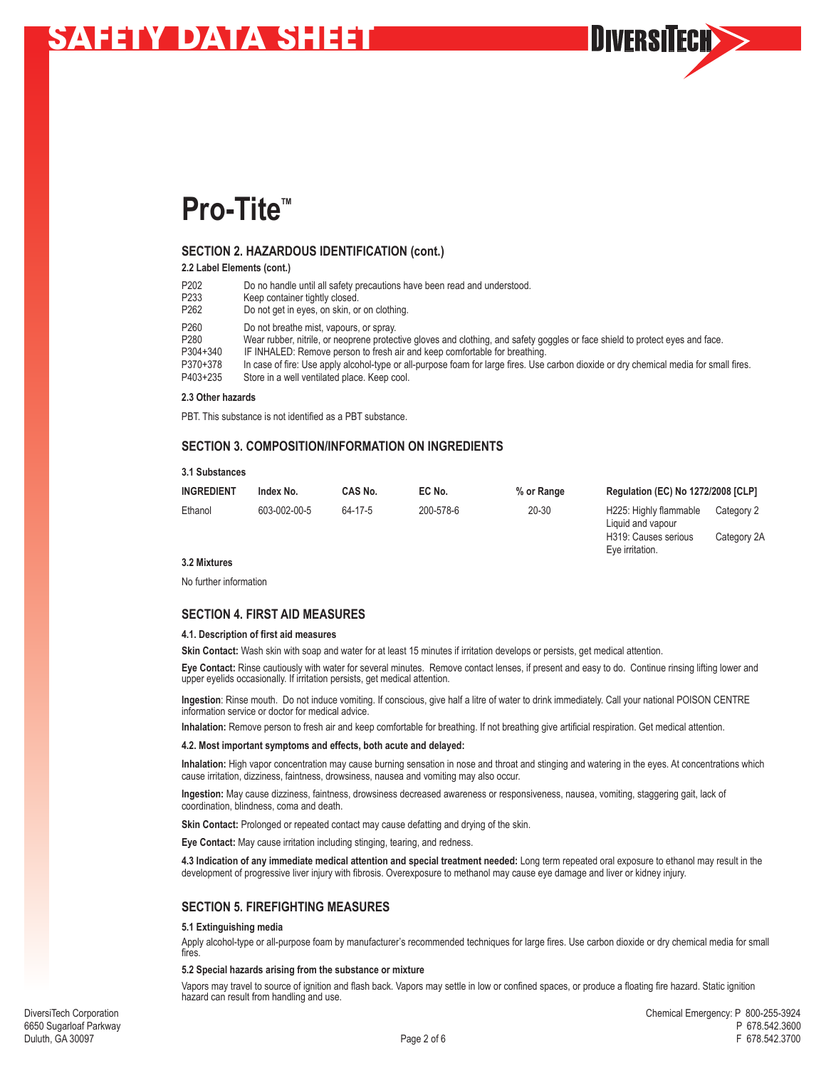# Pro-Tite™

## SECTION 2. HAZARDOUS IDENTIFICATION (cont.)

### 2.2 Label Elements (cont.)

| | |
|---|---|
| P202 | Do no handle until all safety precautions have been read and understood. |
| P233 | Keep container tightly closed. |
| P262 | Do not get in eyes, on skin, or on clothing. |
| P260 | Do not breathe mist, vapours, or spray. |
| P280 | Wear rubber, nitrile, or neoprene protective gloves and clothing, and safety goggles or face shield to protect eyes and face. |
| P304+340 | IF INHALED: Remove person to fresh air and keep comfortable for breathing. |
| P370+378 | In case of fire: Use apply alcohol-type or all-purpose foam for large fires. Use carbon dioxide or dry chemical media for small fires. |
| P403+235 | Store in a well ventilated place. Keep cool. |

### 2.3 Other hazards

PBT. This substance is not identified as a PBT substance.

## SECTION 3. COMPOSITION/INFORMATION ON INGREDIENTS

### 3.1 Substances

| INGREDIENT | Index No. | CAS No. | EC No. | % or Range | Regulation (EC) No 1272/2008 [CLP] | |
|---|---|---|---|---|---|---|
| Ethanol | 603-002-00-5 | 64-17-5 | 200-578-6 | 20-30 | H225: Highly flammable Liquid and vapour | Category 2 |
| | | | | | H319: Causes serious Eye irritation. | Category 2A |

### 3.2 Mixtures

No further information

## SECTION 4. FIRST AID MEASURES

### 4.1. Description of first aid measures

**Skin Contact:** Wash skin with soap and water for at least 15 minutes if irritation develops or persists, get medical attention.

**Eye Contact:** Rinse cautiously with water for several minutes. Remove contact lenses, if present and easy to do. Continue rinsing lifting lower and upper eyelids occasionally. If irritation persists, get medical attention.

**Ingestion**: Rinse mouth. Do not induce vomiting. If conscious, give half a litre of water to drink immediately. Call your national POISON CENTRE information service or doctor for medical advice.

**Inhalation:** Remove person to fresh air and keep comfortable for breathing. If not breathing give artificial respiration. Get medical attention.

### 4.2. Most important symptoms and effects, both acute and delayed:

**Inhalation:** High vapor concentration may cause burning sensation in nose and throat and stinging and watering in the eyes. At concentrations which cause irritation, dizziness, faintness, drowsiness, nausea and vomiting may also occur.

**Ingestion:** May cause dizziness, faintness, drowsiness decreased awareness or responsiveness, nausea, vomiting, staggering gait, lack of coordination, blindness, coma and death.

**Skin Contact:** Prolonged or repeated contact may cause defatting and drying of the skin.

**Eye Contact:** May cause irritation including stinging, tearing, and redness.

**4.3 Indication of any immediate medical attention and special treatment needed:** Long term repeated oral exposure to ethanol may result in the development of progressive liver injury with fibrosis. Overexposure to methanol may cause eye damage and liver or kidney injury.

## SECTION 5. FIREFIGHTING MEASURES

### 5.1 Extinguishing media

Apply alcohol-type or all-purpose foam by manufacturer's recommended techniques for large fires. Use carbon dioxide or dry chemical media for small fires.

### 5.2 Special hazards arising from the substance or mixture

Vapors may travel to source of ignition and flash back. Vapors may settle in low or confined spaces, or produce a floating fire hazard. Static ignition hazard can result from handling and use.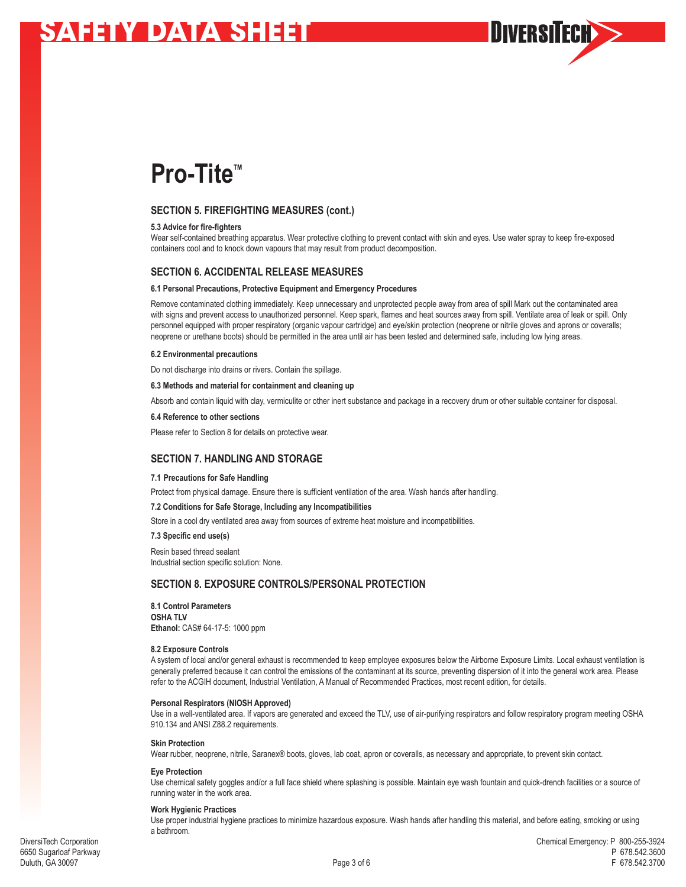# Pro-Tite™

## SECTION 5. FIREFIGHTING MEASURES (cont.)

### 5.3 Advice for fire-fighters

Wear self-contained breathing apparatus. Wear protective clothing to prevent contact with skin and eyes. Use water spray to keep fire-exposed containers cool and to knock down vapours that may result from product decomposition.

## SECTION 6. ACCIDENTAL RELEASE MEASURES

### 6.1 Personal Precautions, Protective Equipment and Emergency Procedures

Remove contaminated clothing immediately. Keep unnecessary and unprotected people away from area of spill Mark out the contaminated area with signs and prevent access to unauthorized personnel. Keep spark, flames and heat sources away from spill. Ventilate area of leak or spill. Only personnel equipped with proper respiratory (organic vapour cartridge) and eye/skin protection (neoprene or nitrile gloves and aprons or coveralls; neoprene or urethane boots) should be permitted in the area until air has been tested and determined safe, including low lying areas.

### 6.2 Environmental precautions

Do not discharge into drains or rivers. Contain the spillage.

### 6.3 Methods and material for containment and cleaning up

Absorb and contain liquid with clay, vermiculite or other inert substance and package in a recovery drum or other suitable container for disposal.

### 6.4 Reference to other sections

Please refer to Section 8 for details on protective wear.

## SECTION 7. HANDLING AND STORAGE

### 7.1 Precautions for Safe Handling

Protect from physical damage. Ensure there is sufficient ventilation of the area. Wash hands after handling.

### 7.2 Conditions for Safe Storage, Including any Incompatibilities

Store in a cool dry ventilated area away from sources of extreme heat moisture and incompatibilities.

### 7.3 Specific end use(s)

Resin based thread sealant
Industrial section specific solution: None.

## SECTION 8. EXPOSURE CONTROLS/PERSONAL PROTECTION

### 8.1 Control Parameters

**OSHA TLV**
**Ethanol:** CAS# 64-17-5: 1000 ppm

### 8.2 Exposure Controls

A system of local and/or general exhaust is recommended to keep employee exposures below the Airborne Exposure Limits. Local exhaust ventilation is generally preferred because it can control the emissions of the contaminant at its source, preventing dispersion of it into the general work area. Please refer to the ACGIH document, Industrial Ventilation, A Manual of Recommended Practices, most recent edition, for details.

**Personal Respirators (NIOSH Approved)**

Use in a well-ventilated area. If vapors are generated and exceed the TLV, use of air-purifying respirators and follow respiratory program meeting OSHA 910.134 and ANSI Z88.2 requirements.

**Skin Protection**

Wear rubber, neoprene, nitrile, Saranex® boots, gloves, lab coat, apron or coveralls, as necessary and appropriate, to prevent skin contact.

**Eye Protection**

Use chemical safety goggles and/or a full face shield where splashing is possible. Maintain eye wash fountain and quick-drench facilities or a source of running water in the work area.

**Work Hygienic Practices**

Use proper industrial hygiene practices to minimize hazardous exposure. Wash hands after handling this material, and before eating, smoking or using a bathroom.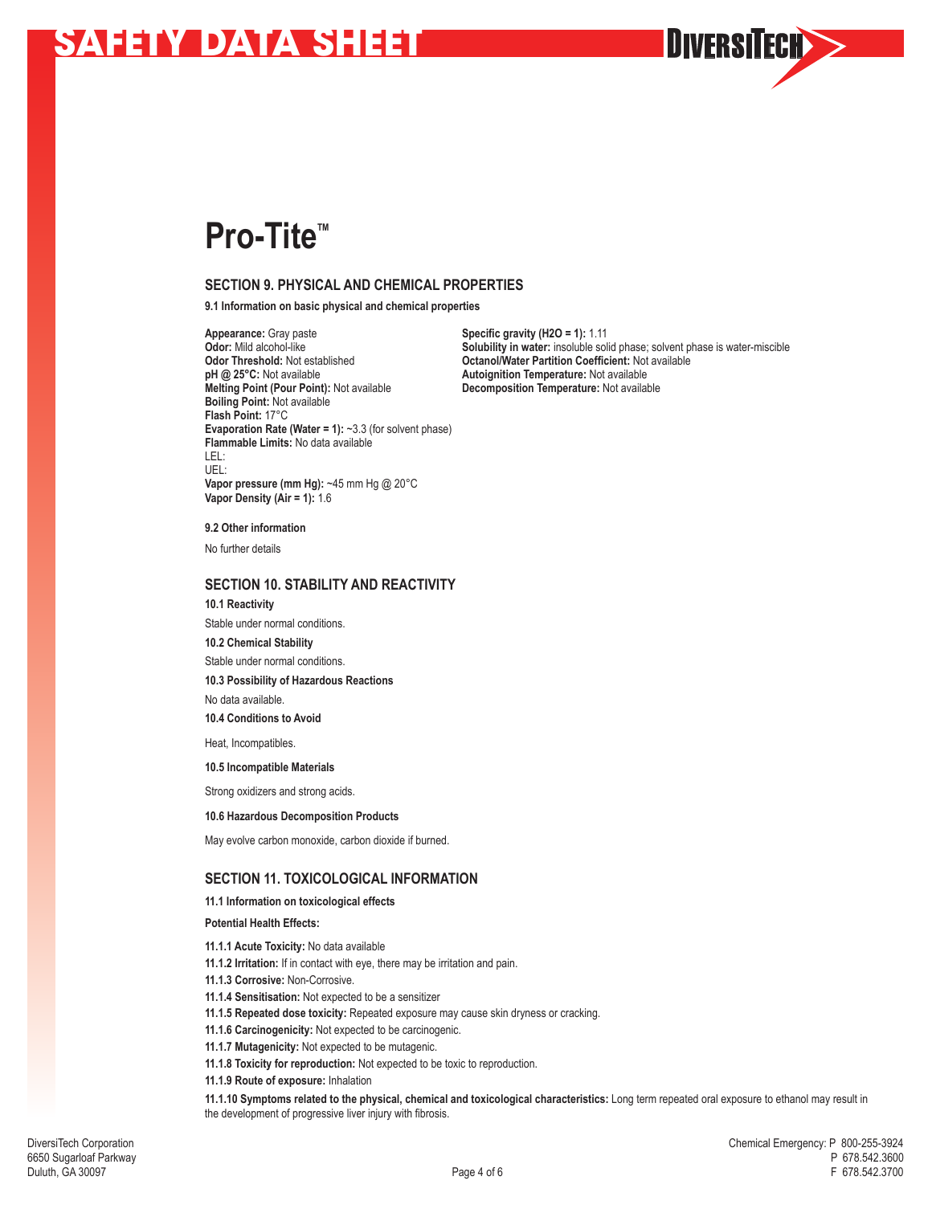# Pro-Tite™

## SECTION 9. PHYSICAL AND CHEMICAL PROPERTIES

**9.1 Information on basic physical and chemical properties**

**Appearance:** Gray paste
**Odor:** Mild alcohol-like
**Odor Threshold:** Not established
**pH @ 25°C:** Not available
**Melting Point (Pour Point):** Not available
**Boiling Point:** Not available
**Flash Point:** 17°C
**Evaporation Rate (Water = 1):** ~3.3 (for solvent phase)
**Flammable Limits:** No data available
LEL:
UEL:
**Vapor pressure (mm Hg):** ~45 mm Hg @ 20°C
**Vapor Density (Air = 1):** 1.6
**Specific gravity (H2O = 1):** 1.11
**Solubility in water:** insoluble solid phase; solvent phase is water-miscible
**Octanol/Water Partition Coefficient:** Not available
**Autoignition Temperature:** Not available
**Decomposition Temperature:** Not available

**9.2 Other information**

No further details

## SECTION 10. STABILITY AND REACTIVITY

**10.1 Reactivity**

Stable under normal conditions.

**10.2 Chemical Stability**

Stable under normal conditions.

**10.3 Possibility of Hazardous Reactions**

No data available.

**10.4 Conditions to Avoid**

Heat, Incompatibles.

**10.5 Incompatible Materials**

Strong oxidizers and strong acids.

**10.6 Hazardous Decomposition Products**

May evolve carbon monoxide, carbon dioxide if burned.

## SECTION 11. TOXICOLOGICAL INFORMATION

**11.1 Information on toxicological effects**

**Potential Health Effects:**

**11.1.1 Acute Toxicity:** No data available
**11.1.2 Irritation:** If in contact with eye, there may be irritation and pain.
**11.1.3 Corrosive:** Non-Corrosive.
**11.1.4 Sensitisation:** Not expected to be a sensitizer
**11.1.5 Repeated dose toxicity:** Repeated exposure may cause skin dryness or cracking.
**11.1.6 Carcinogenicity:** Not expected to be carcinogenic.
**11.1.7 Mutagenicity:** Not expected to be mutagenic.
**11.1.8 Toxicity for reproduction:** Not expected to be toxic to reproduction.
**11.1.9 Route of exposure:** Inhalation

**11.1.10 Symptoms related to the physical, chemical and toxicological characteristics:** Long term repeated oral exposure to ethanol may result in the development of progressive liver injury with fibrosis.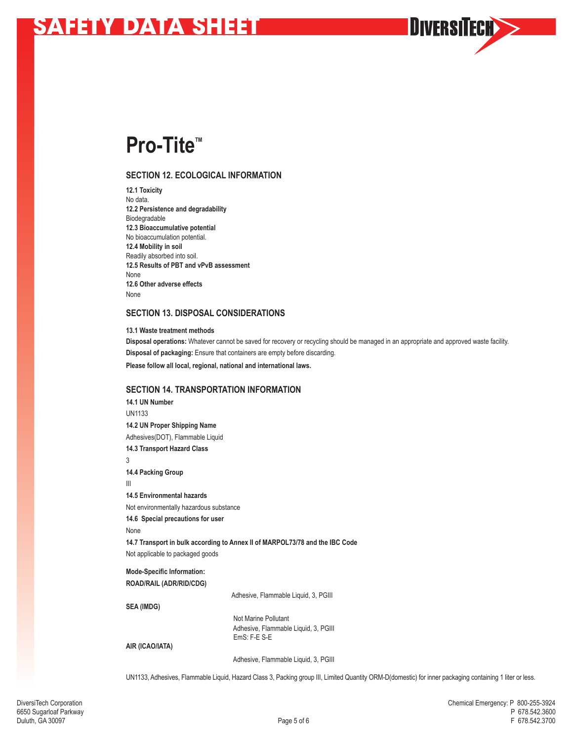# Pro-Tite™

## SECTION 12. ECOLOGICAL INFORMATION

**12.1 Toxicity**
No data.
**12.2 Persistence and degradability**
Biodegradable
**12.3 Bioaccumulative potential**
No bioaccumulation potential.
**12.4 Mobility in soil**
Readily absorbed into soil.
**12.5 Results of PBT and vPvB assessment**
None
**12.6 Other adverse effects**
None

## SECTION 13. DISPOSAL CONSIDERATIONS

**13.1 Waste treatment methods**

**Disposal operations:** Whatever cannot be saved for recovery or recycling should be managed in an appropriate and approved waste facility.

**Disposal of packaging:** Ensure that containers are empty before discarding.

**Please follow all local, regional, national and international laws.**

## SECTION 14. TRANSPORTATION INFORMATION

**14.1 UN Number**
UN1133

**14.2 UN Proper Shipping Name**
Adhesives(DOT), Flammable Liquid

**14.3 Transport Hazard Class**
3

**14.4 Packing Group**
III

**14.5 Environmental hazards**
Not environmentally hazardous substance

**14.6 Special precautions for user**
None

**14.7 Transport in bulk according to Annex II of MARPOL73/78 and the IBC Code**
Not applicable to packaged goods

**Mode-Specific Information:**

**ROAD/RAIL (ADR/RID/CDG)**

Adhesive, Flammable Liquid, 3, PGIII

**SEA (IMDG)**

Not Marine Pollutant
Adhesive, Flammable Liquid, 3, PGIII
EmS: F-E S-E

**AIR (ICAO/IATA)**

Adhesive, Flammable Liquid, 3, PGIII

UN1133, Adhesives, Flammable Liquid, Hazard Class 3, Packing group III, Limited Quantity ORM-D(domestic) for inner packaging containing 1 liter or less.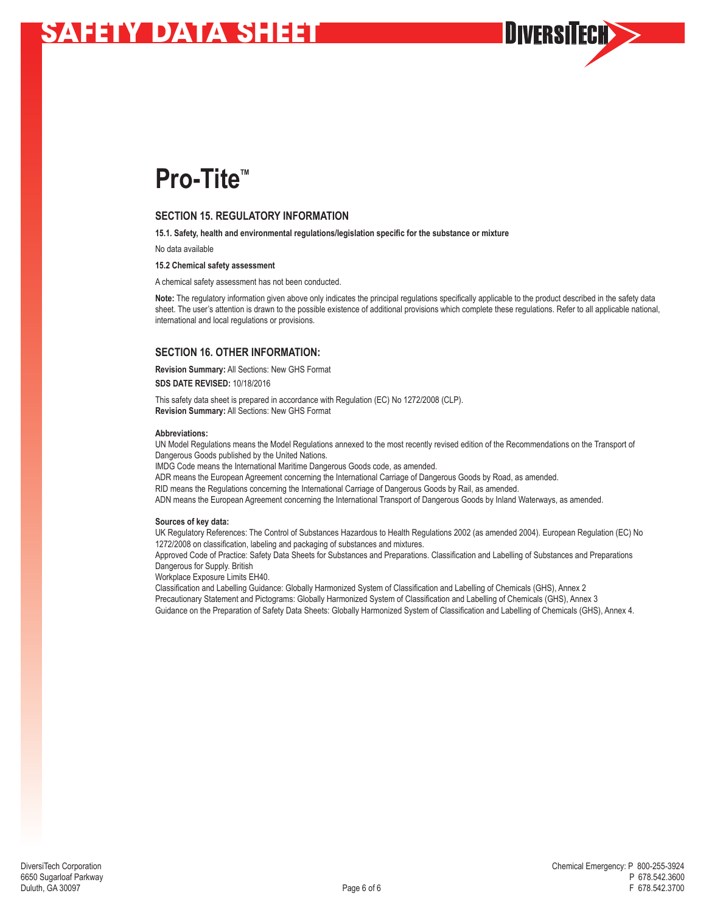# Pro-Tite™

## SECTION 15. REGULATORY INFORMATION

**15.1. Safety, health and environmental regulations/legislation specific for the substance or mixture**

No data available

**15.2 Chemical safety assessment**

A chemical safety assessment has not been conducted.

**Note:** The regulatory information given above only indicates the principal regulations specifically applicable to the product described in the safety data sheet. The user's attention is drawn to the possible existence of additional provisions which complete these regulations. Refer to all applicable national, international and local regulations or provisions.

## SECTION 16. OTHER INFORMATION:

**Revision Summary:** All Sections: New GHS Format

**SDS DATE REVISED:** 10/18/2016

This safety data sheet is prepared in accordance with Regulation (EC) No 1272/2008 (CLP).
**Revision Summary:** All Sections: New GHS Format

**Abbreviations:**
UN Model Regulations means the Model Regulations annexed to the most recently revised edition of the Recommendations on the Transport of Dangerous Goods published by the United Nations.
IMDG Code means the International Maritime Dangerous Goods code, as amended.
ADR means the European Agreement concerning the International Carriage of Dangerous Goods by Road, as amended.
RID means the Regulations concerning the International Carriage of Dangerous Goods by Rail, as amended.
ADN means the European Agreement concerning the International Transport of Dangerous Goods by Inland Waterways, as amended.

**Sources of key data:**
UK Regulatory References: The Control of Substances Hazardous to Health Regulations 2002 (as amended 2004). European Regulation (EC) No 1272/2008 on classification, labeling and packaging of substances and mixtures.
Approved Code of Practice: Safety Data Sheets for Substances and Preparations. Classification and Labelling of Substances and Preparations Dangerous for Supply. British
Workplace Exposure Limits EH40.
Classification and Labelling Guidance: Globally Harmonized System of Classification and Labelling of Chemicals (GHS), Annex 2
Precautionary Statement and Pictograms: Globally Harmonized System of Classification and Labelling of Chemicals (GHS), Annex 3
Guidance on the Preparation of Safety Data Sheets: Globally Harmonized System of Classification and Labelling of Chemicals (GHS), Annex 4.

DiversiTech Corporation
6650 Sugarloaf Parkway
Duluth, GA 30097

Chemical Emergency: P 800-255-3924
P 678.542.3600
F 678.542.3700